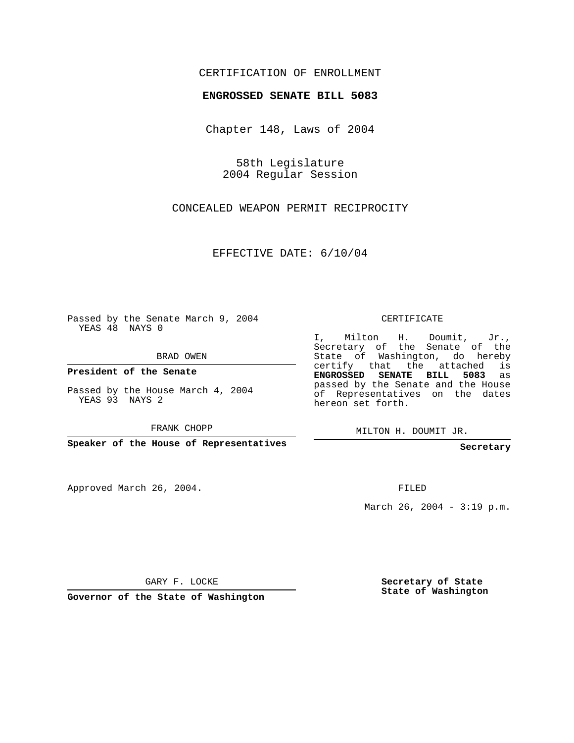CERTIFICATION OF ENROLLMENT

**ENGROSSED SENATE BILL 5083**

Chapter 148, Laws of 2004

58th Legislature
2004 Regular Session

CONCEALED WEAPON PERMIT RECIPROCITY

EFFECTIVE DATE: 6/10/04

Passed by the Senate March 9, 2004
YEAS 48 NAYS 0

BRAD OWEN

**President of the Senate**

Passed by the House March 4, 2004
YEAS 93 NAYS 2

FRANK CHOPP

**Speaker of the House of Representatives**

Approved March 26, 2004.

GARY F. LOCKE

**Governor of the State of Washington**

CERTIFICATE

I, Milton H. Doumit, Jr., Secretary of the Senate of the State of Washington, do hereby certify that the attached is **ENGROSSED SENATE BILL 5083** as passed by the Senate and the House of Representatives on the dates hereon set forth.

MILTON H. DOUMIT JR.

**Secretary**

FILED

March 26, 2004 - 3:19 p.m.

**Secretary of State**
**State of Washington**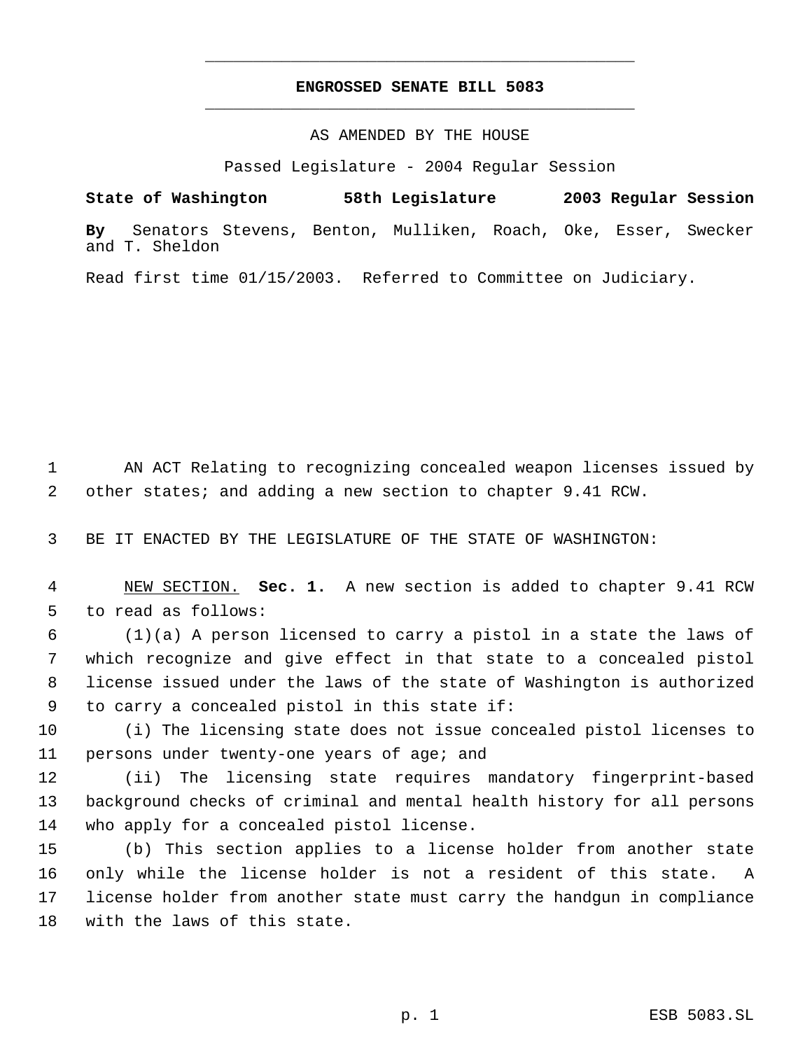**ENGROSSED SENATE BILL 5083**

AS AMENDED BY THE HOUSE

Passed Legislature - 2004 Regular Session

**State of Washington 58th Legislature 2003 Regular Session**

**By** Senators Stevens, Benton, Mulliken, Roach, Oke, Esser, Swecker and T. Sheldon

Read first time 01/15/2003. Referred to Committee on Judiciary.

AN ACT Relating to recognizing concealed weapon licenses issued by other states; and adding a new section to chapter 9.41 RCW.

BE IT ENACTED BY THE LEGISLATURE OF THE STATE OF WASHINGTON:

NEW SECTION. **Sec. 1.** A new section is added to chapter 9.41 RCW to read as follows:

(1)(a) A person licensed to carry a pistol in a state the laws of which recognize and give effect in that state to a concealed pistol license issued under the laws of the state of Washington is authorized to carry a concealed pistol in this state if:

(i) The licensing state does not issue concealed pistol licenses to persons under twenty-one years of age; and

(ii) The licensing state requires mandatory fingerprint-based background checks of criminal and mental health history for all persons who apply for a concealed pistol license.

(b) This section applies to a license holder from another state only while the license holder is not a resident of this state. A license holder from another state must carry the handgun in compliance with the laws of this state.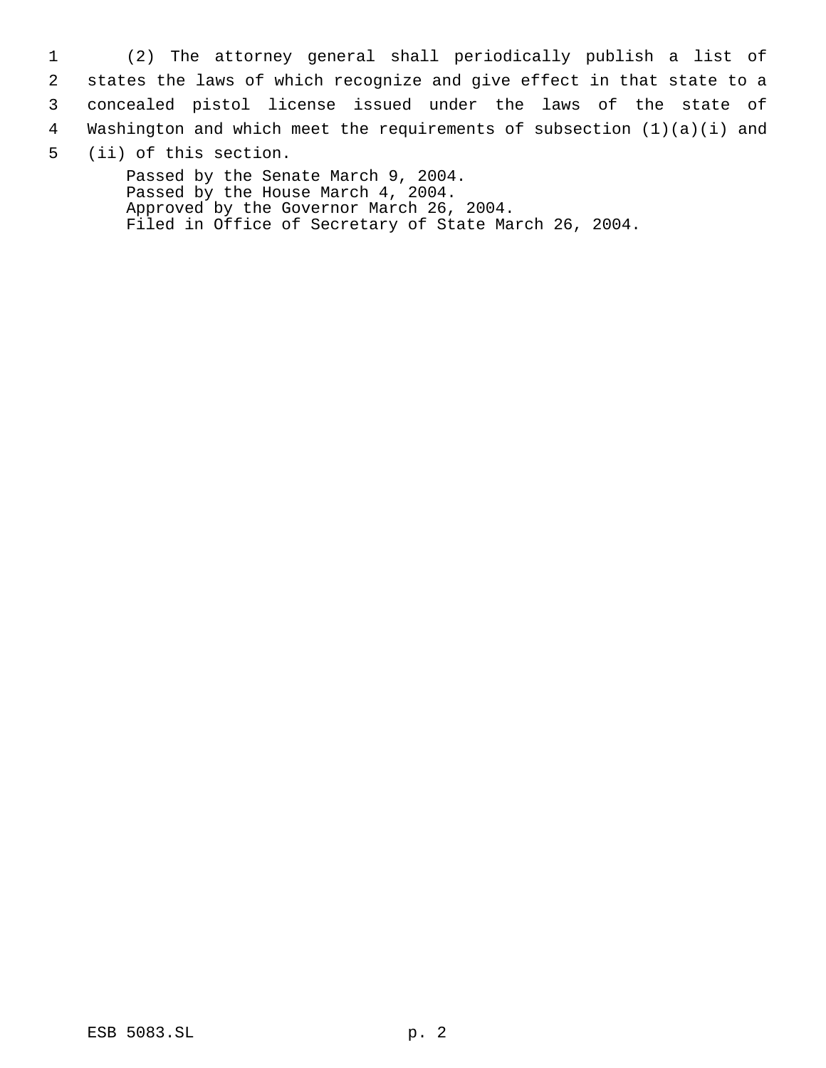(2) The attorney general shall periodically publish a list of states the laws of which recognize and give effect in that state to a concealed pistol license issued under the laws of the state of Washington and which meet the requirements of subsection (1)(a)(i) and (ii) of this section.

Passed by the Senate March 9, 2004.
Passed by the House March 4, 2004.
Approved by the Governor March 26, 2004.
Filed in Office of Secretary of State March 26, 2004.